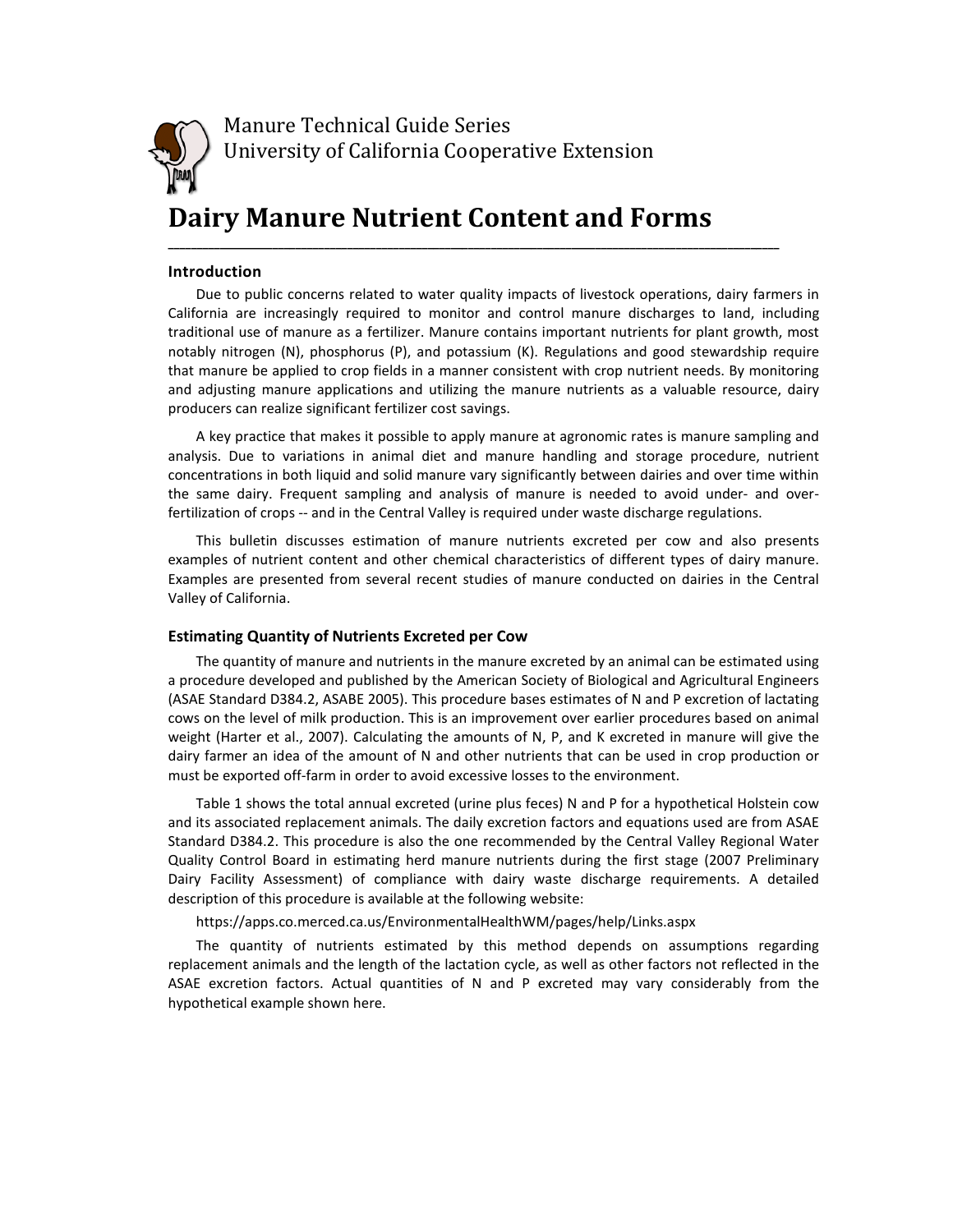Manure Technical Guide Series
University of California Cooperative Extension

# Dairy Manure Nutrient Content and Forms

## Introduction

Due to public concerns related to water quality impacts of livestock operations, dairy farmers in California are increasingly required to monitor and control manure discharges to land, including traditional use of manure as a fertilizer. Manure contains important nutrients for plant growth, most notably nitrogen (N), phosphorus (P), and potassium (K). Regulations and good stewardship require that manure be applied to crop fields in a manner consistent with crop nutrient needs. By monitoring and adjusting manure applications and utilizing the manure nutrients as a valuable resource, dairy producers can realize significant fertilizer cost savings.

A key practice that makes it possible to apply manure at agronomic rates is manure sampling and analysis. Due to variations in animal diet and manure handling and storage procedure, nutrient concentrations in both liquid and solid manure vary significantly between dairies and over time within the same dairy. Frequent sampling and analysis of manure is needed to avoid under- and over-fertilization of crops -- and in the Central Valley is required under waste discharge regulations.

This bulletin discusses estimation of manure nutrients excreted per cow and also presents examples of nutrient content and other chemical characteristics of different types of dairy manure. Examples are presented from several recent studies of manure conducted on dairies in the Central Valley of California.

## Estimating Quantity of Nutrients Excreted per Cow

The quantity of manure and nutrients in the manure excreted by an animal can be estimated using a procedure developed and published by the American Society of Biological and Agricultural Engineers (ASAE Standard D384.2, ASABE 2005). This procedure bases estimates of N and P excretion of lactating cows on the level of milk production. This is an improvement over earlier procedures based on animal weight (Harter et al., 2007). Calculating the amounts of N, P, and K excreted in manure will give the dairy farmer an idea of the amount of N and other nutrients that can be used in crop production or must be exported off-farm in order to avoid excessive losses to the environment.

Table 1 shows the total annual excreted (urine plus feces) N and P for a hypothetical Holstein cow and its associated replacement animals. The daily excretion factors and equations used are from ASAE Standard D384.2. This procedure is also the one recommended by the Central Valley Regional Water Quality Control Board in estimating herd manure nutrients during the first stage (2007 Preliminary Dairy Facility Assessment) of compliance with dairy waste discharge requirements. A detailed description of this procedure is available at the following website:

https://apps.co.merced.ca.us/EnvironmentalHealthWM/pages/help/Links.aspx

The quantity of nutrients estimated by this method depends on assumptions regarding replacement animals and the length of the lactation cycle, as well as other factors not reflected in the ASAE excretion factors. Actual quantities of N and P excreted may vary considerably from the hypothetical example shown here.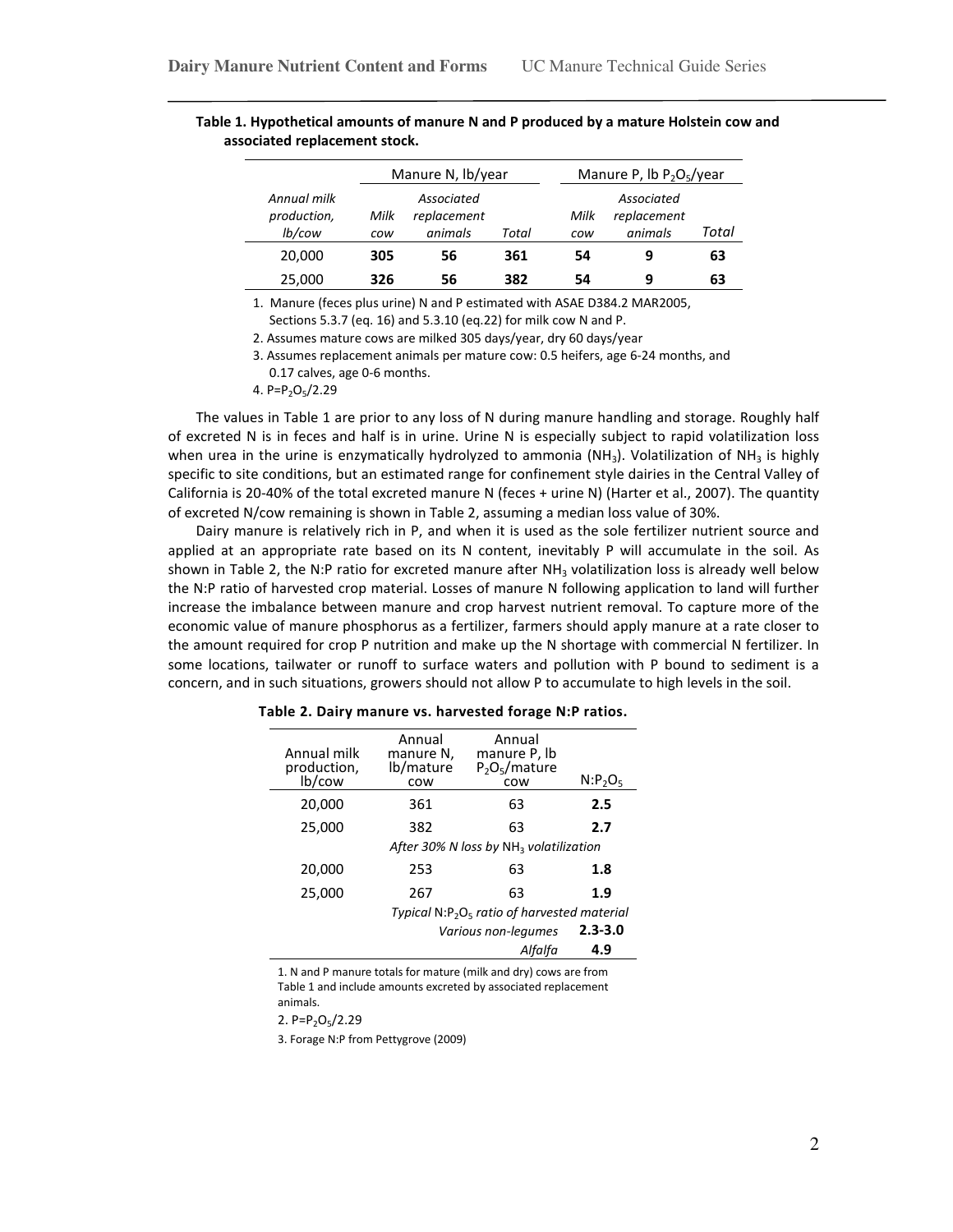**Table 1. Hypothetical amounts of manure N and P produced by a mature Holstein cow and associated replacement stock.**

| | Manure N, lb/year | | | Manure P, lb $P_2O_5$/year | | |
|---|---|---|---|---|---|---|
| *Annual milk production, lb/cow* | *Milk cow* | *Associated replacement animals* | *Total* | *Milk cow* | *Associated replacement animals* | *Total* |
| 20,000 | **305** | **56** | **361** | **54** | **9** | **63** |
| 25,000 | **326** | **56** | **382** | **54** | **9** | **63** |

1. Manure (feces plus urine) N and P estimated with ASAE D384.2 MAR2005, Sections 5.3.7 (eq. 16) and 5.3.10 (eq.22) for milk cow N and P.
2. Assumes mature cows are milked 305 days/year, dry 60 days/year
3. Assumes replacement animals per mature cow: 0.5 heifers, age 6-24 months, and 0.17 calves, age 0-6 months.
4. P=$P_2O_5$/2.29

The values in Table 1 are prior to any loss of N during manure handling and storage. Roughly half of excreted N is in feces and half is in urine. Urine N is especially subject to rapid volatilization loss when urea in the urine is enzymatically hydrolyzed to ammonia ($NH_3$). Volatilization of $NH_3$ is highly specific to site conditions, but an estimated range for confinement style dairies in the Central Valley of California is 20-40% of the total excreted manure N (feces + urine N) (Harter et al., 2007). The quantity of excreted N/cow remaining is shown in Table 2, assuming a median loss value of 30%.

Dairy manure is relatively rich in P, and when it is used as the sole fertilizer nutrient source and applied at an appropriate rate based on its N content, inevitably P will accumulate in the soil. As shown in Table 2, the N:P ratio for excreted manure after $NH_3$ volatilization loss is already well below the N:P ratio of harvested crop material. Losses of manure N following application to land will further increase the imbalance between manure and crop harvest nutrient removal. To capture more of the economic value of manure phosphorus as a fertilizer, farmers should apply manure at a rate closer to the amount required for crop P nutrition and make up the N shortage with commercial N fertilizer. In some locations, tailwater or runoff to surface waters and pollution with P bound to sediment is a concern, and in such situations, growers should not allow P to accumulate to high levels in the soil.

**Table 2. Dairy manure vs. harvested forage N:P ratios.**

| Annual milk production, lb/cow | Annual manure N, lb/mature cow | Annual manure P, lb $P_2O_5$/mature cow | N:$P_2O_5$ |
|---|---|---|---|
| 20,000 | 361 | 63 | **2.5** |
| 25,000 | 382 | 63 | **2.7** |
| | *After 30% N loss by $NH_3$ volatilization* | | |
| 20,000 | 253 | 63 | **1.8** |
| 25,000 | 267 | 63 | **1.9** |
| | *Typical N:$P_2O_5$ ratio of harvested material* | | |
| | | *Various non-legumes* | **2.3-3.0** |
| | | *Alfalfa* | **4.9** |

1. N and P manure totals for mature (milk and dry) cows are from Table 1 and include amounts excreted by associated replacement animals.
2. P=$P_2O_5$/2.29
3. Forage N:P from Pettygrove (2009)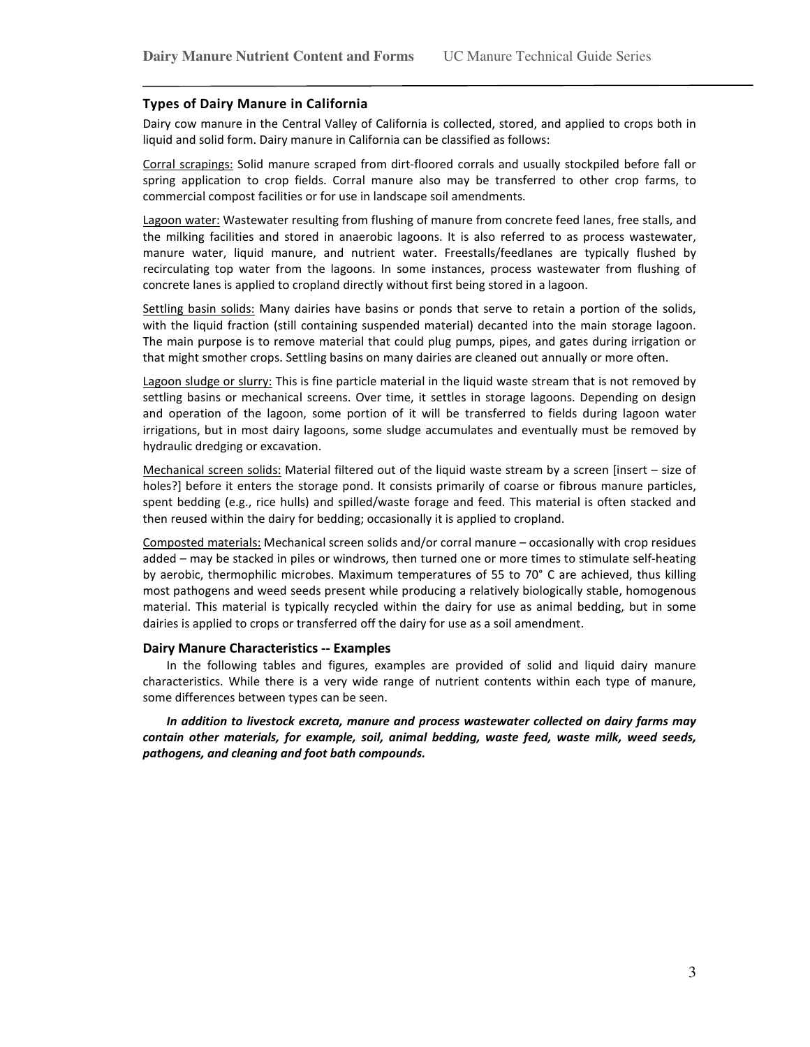## Types of Dairy Manure in California

Dairy cow manure in the Central Valley of California is collected, stored, and applied to crops both in liquid and solid form. Dairy manure in California can be classified as follows:

Corral scrapings: Solid manure scraped from dirt-floored corrals and usually stockpiled before fall or spring application to crop fields. Corral manure also may be transferred to other crop farms, to commercial compost facilities or for use in landscape soil amendments.

Lagoon water: Wastewater resulting from flushing of manure from concrete feed lanes, free stalls, and the milking facilities and stored in anaerobic lagoons. It is also referred to as process wastewater, manure water, liquid manure, and nutrient water. Freestalls/feedlanes are typically flushed by recirculating top water from the lagoons. In some instances, process wastewater from flushing of concrete lanes is applied to cropland directly without first being stored in a lagoon.

Settling basin solids: Many dairies have basins or ponds that serve to retain a portion of the solids, with the liquid fraction (still containing suspended material) decanted into the main storage lagoon. The main purpose is to remove material that could plug pumps, pipes, and gates during irrigation or that might smother crops. Settling basins on many dairies are cleaned out annually or more often.

Lagoon sludge or slurry: This is fine particle material in the liquid waste stream that is not removed by settling basins or mechanical screens. Over time, it settles in storage lagoons. Depending on design and operation of the lagoon, some portion of it will be transferred to fields during lagoon water irrigations, but in most dairy lagoons, some sludge accumulates and eventually must be removed by hydraulic dredging or excavation.

Mechanical screen solids: Material filtered out of the liquid waste stream by a screen [insert – size of holes?] before it enters the storage pond. It consists primarily of coarse or fibrous manure particles, spent bedding (e.g., rice hulls) and spilled/waste forage and feed. This material is often stacked and then reused within the dairy for bedding; occasionally it is applied to cropland.

Composted materials: Mechanical screen solids and/or corral manure – occasionally with crop residues added – may be stacked in piles or windrows, then turned one or more times to stimulate self-heating by aerobic, thermophilic microbes. Maximum temperatures of 55 to 70° C are achieved, thus killing most pathogens and weed seeds present while producing a relatively biologically stable, homogenous material. This material is typically recycled within the dairy for use as animal bedding, but in some dairies is applied to crops or transferred off the dairy for use as a soil amendment.

## Dairy Manure Characteristics -- Examples

In the following tables and figures, examples are provided of solid and liquid dairy manure characteristics. While there is a very wide range of nutrient contents within each type of manure, some differences between types can be seen.

***In addition to livestock excreta, manure and process wastewater collected on dairy farms may contain other materials, for example, soil, animal bedding, waste feed, waste milk, weed seeds, pathogens, and cleaning and foot bath compounds.***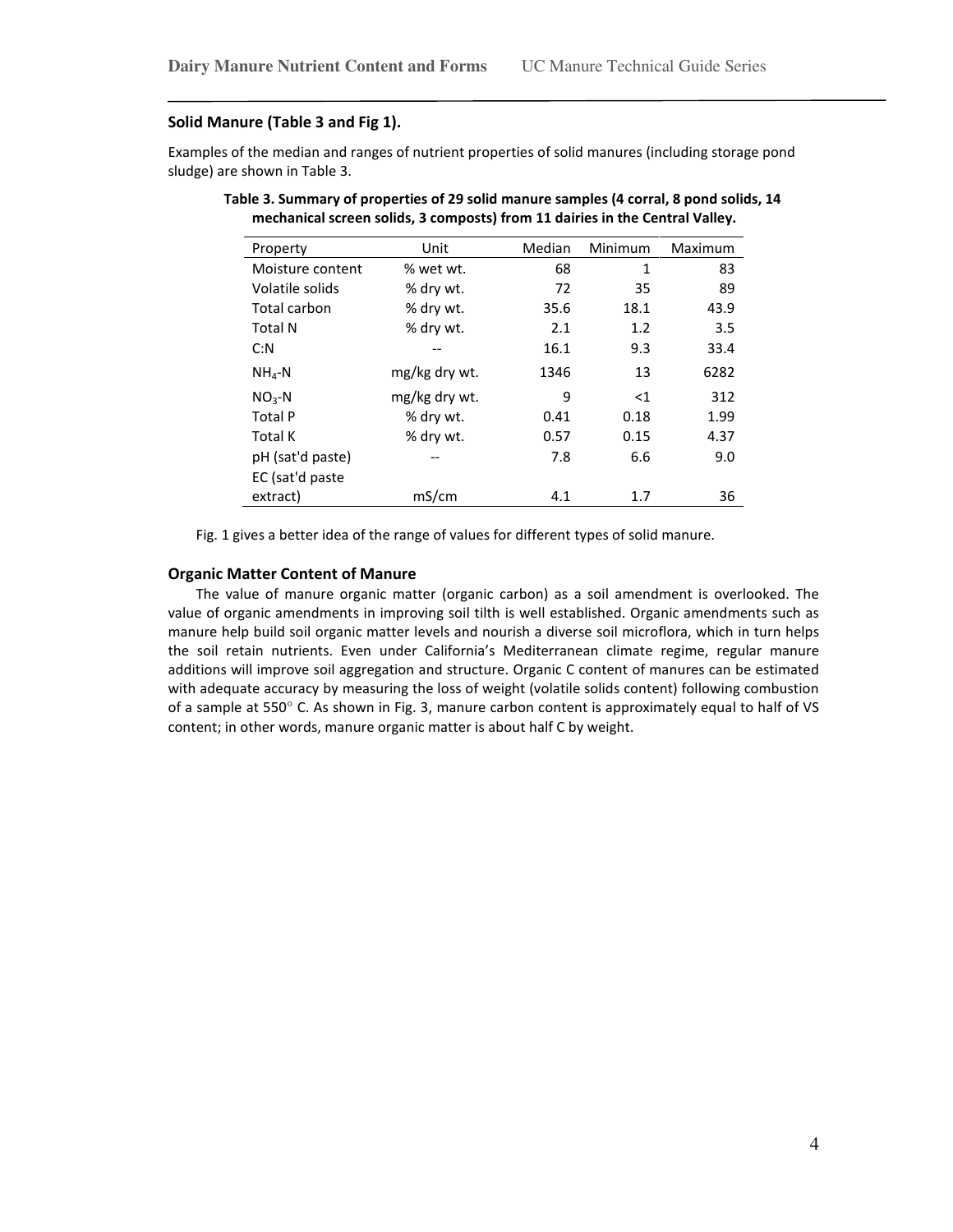## Solid Manure (Table 3 and Fig 1).

Examples of the median and ranges of nutrient properties of solid manures (including storage pond sludge) are shown in Table 3.

**Table 3. Summary of properties of 29 solid manure samples (4 corral, 8 pond solids, 14 mechanical screen solids, 3 composts) from 11 dairies in the Central Valley.**

| Property | Unit | Median | Minimum | Maximum |
|---|---|---|---|---|
| Moisture content | % wet wt. | 68 | 1 | 83 |
| Volatile solids | % dry wt. | 72 | 35 | 89 |
| Total carbon | % dry wt. | 35.6 | 18.1 | 43.9 |
| Total N | % dry wt. | 2.1 | 1.2 | 3.5 |
| C:N | -- | 16.1 | 9.3 | 33.4 |
| $NH_4$-N | mg/kg dry wt. | 1346 | 13 | 6282 |
| $NO_3$-N | mg/kg dry wt. | 9 | <1 | 312 |
| Total P | % dry wt. | 0.41 | 0.18 | 1.99 |
| Total K | % dry wt. | 0.57 | 0.15 | 4.37 |
| pH (sat'd paste) | -- | 7.8 | 6.6 | 9.0 |
| EC (sat'd paste extract) | mS/cm | 4.1 | 1.7 | 36 |

Fig. 1 gives a better idea of the range of values for different types of solid manure.

## Organic Matter Content of Manure

The value of manure organic matter (organic carbon) as a soil amendment is overlooked. The value of organic amendments in improving soil tilth is well established. Organic amendments such as manure help build soil organic matter levels and nourish a diverse soil microflora, which in turn helps the soil retain nutrients. Even under California's Mediterranean climate regime, regular manure additions will improve soil aggregation and structure. Organic C content of manures can be estimated with adequate accuracy by measuring the loss of weight (volatile solids content) following combustion of a sample at 550° C. As shown in Fig. 3, manure carbon content is approximately equal to half of VS content; in other words, manure organic matter is about half C by weight.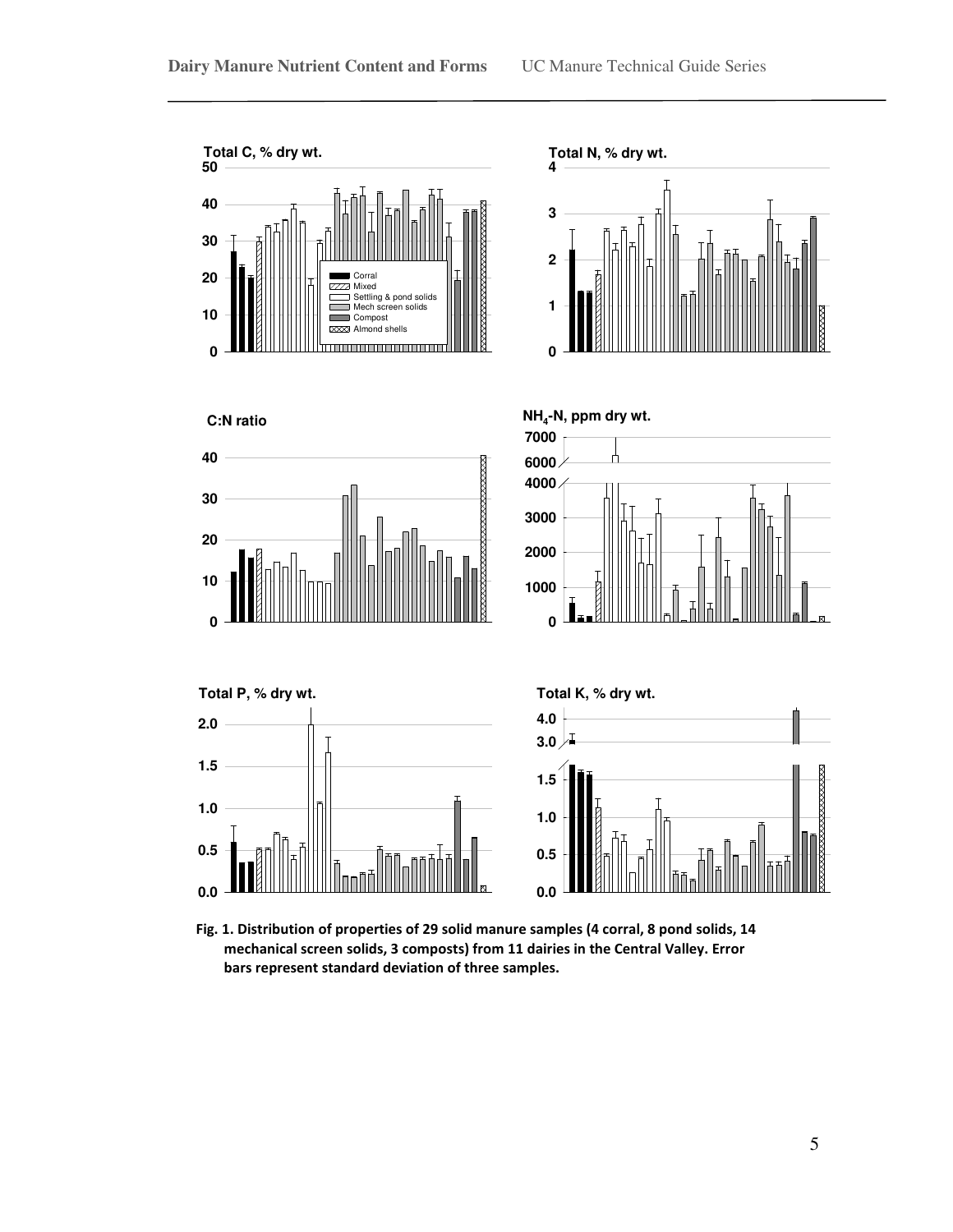Fig. 1. Distribution of properties of 29 solid manure samples (4 corral, 8 pond solids, 14 mechanical screen solids, 3 composts) from 11 dairies in the Central Valley. Error bars represent standard deviation of three samples.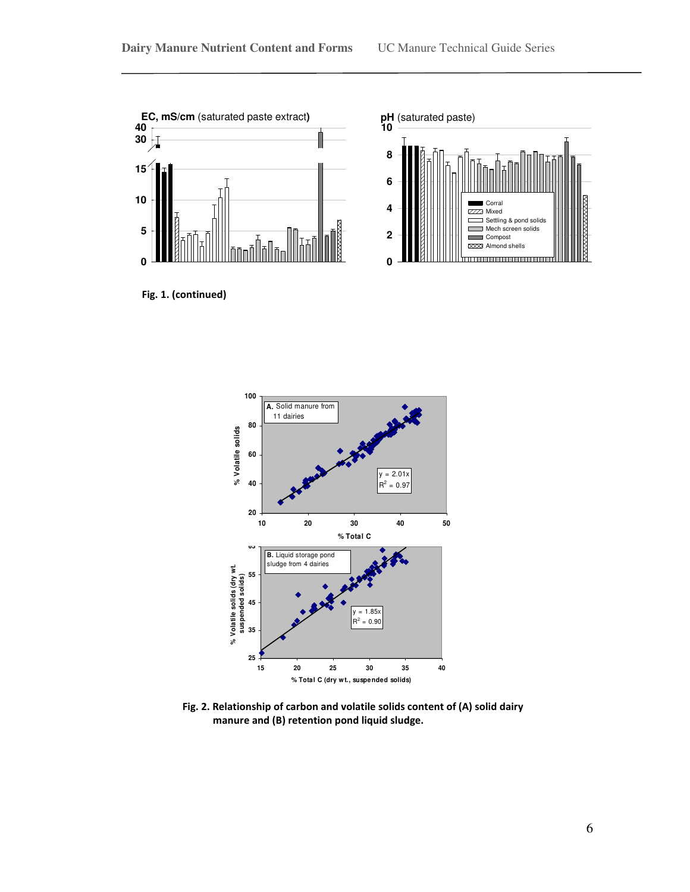Fig. 1. (continued)

Fig. 2. Relationship of carbon and volatile solids content of (A) solid dairy manure and (B) retention pond liquid sludge.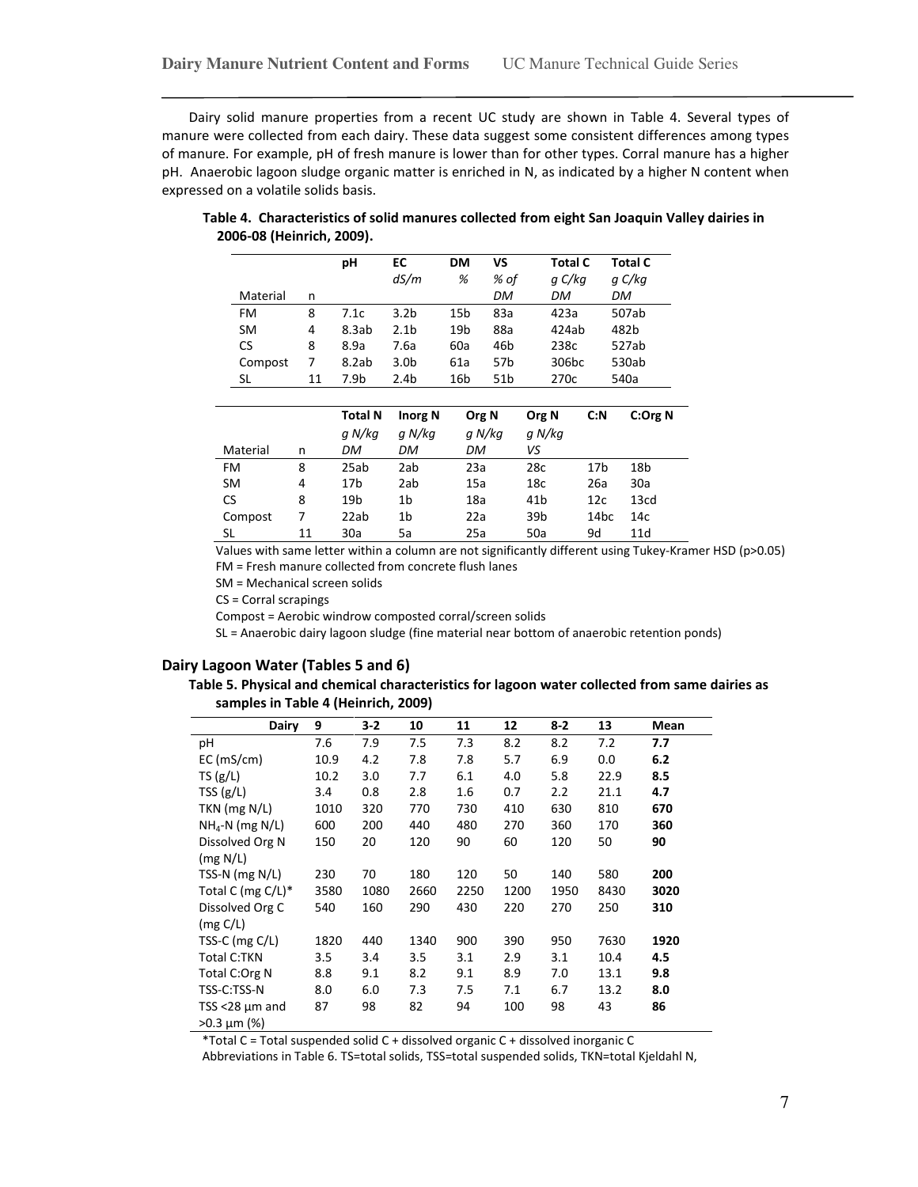Dairy solid manure properties from a recent UC study are shown in Table 4. Several types of manure were collected from each dairy. These data suggest some consistent differences among types of manure. For example, pH of fresh manure is lower than for other types. Corral manure has a higher pH. Anaerobic lagoon sludge organic matter is enriched in N, as indicated by a higher N content when expressed on a volatile solids basis.

**Table 4. Characteristics of solid manures collected from eight San Joaquin Valley dairies in 2006-08 (Heinrich, 2009).**

| Material | n | pH | EC *dS/m* | DM *%* | VS *% of DM* | Total C *g C/kg DM* | Total C *g C/kg DM* |
|---|---|---|---|---|---|---|---|
| FM | 8 | 7.1c | 3.2b | 15b | 83a | 423a | 507ab |
| SM | 4 | 8.3ab | 2.1b | 19b | 88a | 424ab | 482b |
| CS | 8 | 8.9a | 7.6a | 60a | 46b | 238c | 527ab |
| Compost | 7 | 8.2ab | 3.0b | 61a | 57b | 306bc | 530ab |
| SL | 11 | 7.9b | 2.4b | 16b | 51b | 270c | 540a |

| Material | n | Total N *g N/kg DM* | Inorg N *g N/kg DM* | Org N *g N/kg DM* | Org N *g N/kg VS* | C:N | C:Org N |
|---|---|---|---|---|---|---|---|
| FM | 8 | 25ab | 2ab | 23a | 28c | 17b | 18b |
| SM | 4 | 17b | 2ab | 15a | 18c | 26a | 30a |
| CS | 8 | 19b | 1b | 18a | 41b | 12c | 13cd |
| Compost | 7 | 22ab | 1b | 22a | 39b | 14bc | 14c |
| SL | 11 | 30a | 5a | 25a | 50a | 9d | 11d |

Values with same letter within a column are not significantly different using Tukey-Kramer HSD ($p>0.05$)

FM = Fresh manure collected from concrete flush lanes

SM = Mechanical screen solids

CS = Corral scrapings

Compost = Aerobic windrow composted corral/screen solids

SL = Anaerobic dairy lagoon sludge (fine material near bottom of anaerobic retention ponds)

## Dairy Lagoon Water (Tables 5 and 6)

**Table 5. Physical and chemical characteristics for lagoon water collected from same dairies as samples in Table 4 (Heinrich, 2009)**

| Dairy | 9 | 3-2 | 10 | 11 | 12 | 8-2 | 13 | Mean |
|---|---|---|---|---|---|---|---|---|
| pH | 7.6 | 7.9 | 7.5 | 7.3 | 8.2 | 8.2 | 7.2 | **7.7** |
| EC (mS/cm) | 10.9 | 4.2 | 7.8 | 7.8 | 5.7 | 6.9 | 0.0 | **6.2** |
| TS (g/L) | 10.2 | 3.0 | 7.7 | 6.1 | 4.0 | 5.8 | 22.9 | **8.5** |
| TSS (g/L) | 3.4 | 0.8 | 2.8 | 1.6 | 0.7 | 2.2 | 21.1 | **4.7** |
| TKN (mg N/L) | 1010 | 320 | 770 | 730 | 410 | 630 | 810 | **670** |
| $NH_4$-N (mg N/L) | 600 | 200 | 440 | 480 | 270 | 360 | 170 | **360** |
| Dissolved Org N (mg N/L) | 150 | 20 | 120 | 90 | 60 | 120 | 50 | **90** |
| TSS-N (mg N/L) | 230 | 70 | 180 | 120 | 50 | 140 | 580 | **200** |
| Total C (mg C/L)* | 3580 | 1080 | 2660 | 2250 | 1200 | 1950 | 8430 | **3020** |
| Dissolved Org C (mg C/L) | 540 | 160 | 290 | 430 | 220 | 270 | 250 | **310** |
| TSS-C (mg C/L) | 1820 | 440 | 1340 | 900 | 390 | 950 | 7630 | **1920** |
| Total C:TKN | 3.5 | 3.4 | 3.5 | 3.1 | 2.9 | 3.1 | 10.4 | **4.5** |
| Total C:Org N | 8.8 | 9.1 | 8.2 | 9.1 | 8.9 | 7.0 | 13.1 | **9.8** |
| TSS-C:TSS-N | 8.0 | 6.0 | 7.3 | 7.5 | 7.1 | 6.7 | 13.2 | **8.0** |
| TSS <28 μm and >0.3 μm (%) | 87 | 98 | 82 | 94 | 100 | 98 | 43 | **86** |

*Total C = Total suspended solid C + dissolved organic C + dissolved inorganic C

Abbreviations in Table 6. TS=total solids, TSS=total suspended solids, TKN=total Kjeldahl N,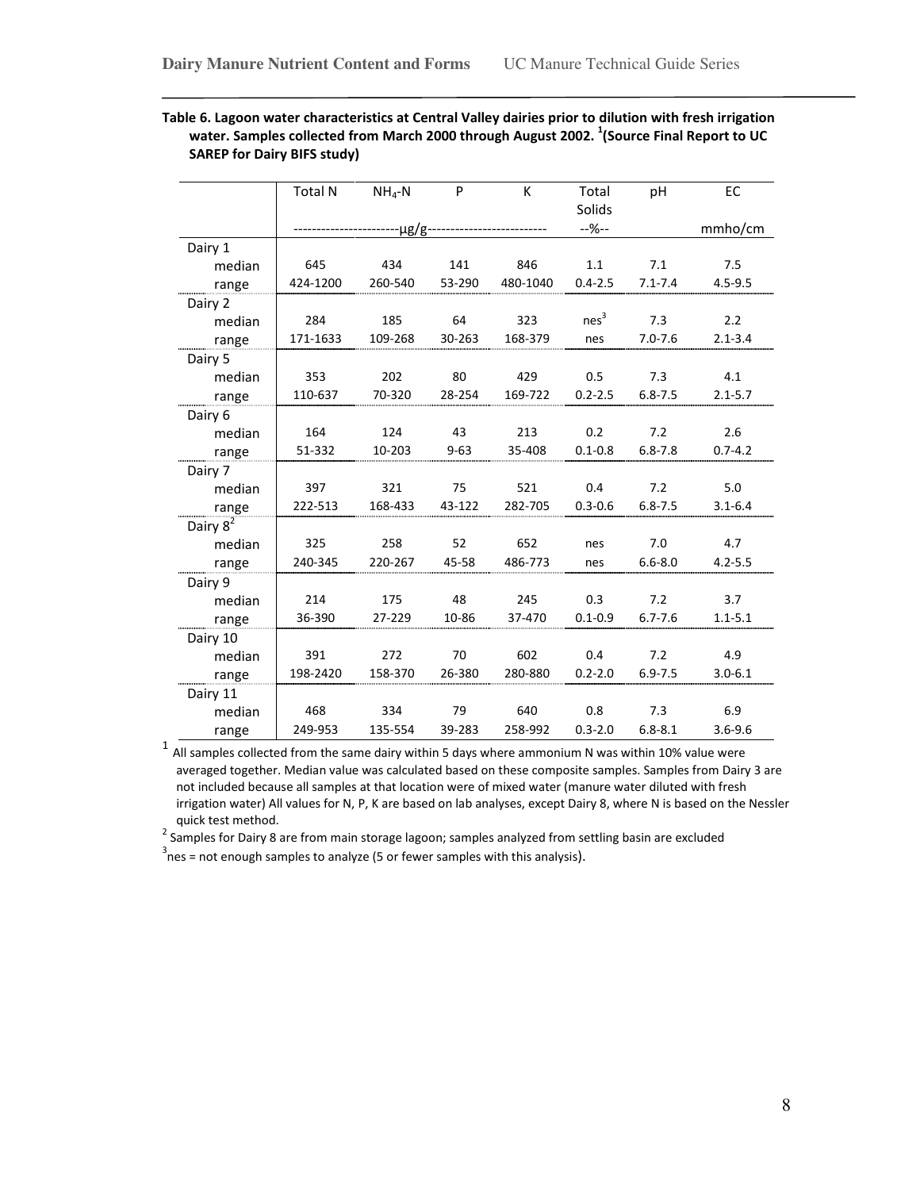**Table 6. Lagoon water characteristics at Central Valley dairies prior to dilution with fresh irrigation water. Samples collected from March 2000 through August 2002. [1](Source Final Report to UC SAREP for Dairy BIFS study)**

| | Total N | $NH_4$-N | P | K | Total Solids | pH | EC |
|---|---|---|---|---|---|---|---|
| | μg/g | | | | --%-- | | mmho/cm |
| Dairy 1 | | | | | | | |
| median | 645 | 434 | 141 | 846 | 1.1 | 7.1 | 7.5 |
| range | 424-1200 | 260-540 | 53-290 | 480-1040 | 0.4-2.5 | 7.1-7.4 | 4.5-9.5 |
| Dairy 2 | | | | | | | |
| median | 284 | 185 | 64 | 323 | nes[3] | 7.3 | 2.2 |
| range | 171-1633 | 109-268 | 30-263 | 168-379 | nes | 7.0-7.6 | 2.1-3.4 |
| Dairy 5 | | | | | | | |
| median | 353 | 202 | 80 | 429 | 0.5 | 7.3 | 4.1 |
| range | 110-637 | 70-320 | 28-254 | 169-722 | 0.2-2.5 | 6.8-7.5 | 2.1-5.7 |
| Dairy 6 | | | | | | | |
| median | 164 | 124 | 43 | 213 | 0.2 | 7.2 | 2.6 |
| range | 51-332 | 10-203 | 9-63 | 35-408 | 0.1-0.8 | 6.8-7.8 | 0.7-4.2 |
| Dairy 7 | | | | | | | |
| median | 397 | 321 | 75 | 521 | 0.4 | 7.2 | 5.0 |
| range | 222-513 | 168-433 | 43-122 | 282-705 | 0.3-0.6 | 6.8-7.5 | 3.1-6.4 |
| Dairy 8[2] | | | | | | | |
| median | 325 | 258 | 52 | 652 | nes | 7.0 | 4.7 |
| range | 240-345 | 220-267 | 45-58 | 486-773 | nes | 6.6-8.0 | 4.2-5.5 |
| Dairy 9 | | | | | | | |
| median | 214 | 175 | 48 | 245 | 0.3 | 7.2 | 3.7 |
| range | 36-390 | 27-229 | 10-86 | 37-470 | 0.1-0.9 | 6.7-7.6 | 1.1-5.1 |
| Dairy 10 | | | | | | | |
| median | 391 | 272 | 70 | 602 | 0.4 | 7.2 | 4.9 |
| range | 198-2420 | 158-370 | 26-380 | 280-880 | 0.2-2.0 | 6.9-7.5 | 3.0-6.1 |
| Dairy 11 | | | | | | | |
| median | 468 | 334 | 79 | 640 | 0.8 | 7.3 | 6.9 |
| range | 249-953 | 135-554 | 39-283 | 258-992 | 0.3-2.0 | 6.8-8.1 | 3.6-9.6 |

[1] All samples collected from the same dairy within 5 days where ammonium N was within 10% value were averaged together. Median value was calculated based on these composite samples. Samples from Dairy 3 are not included because all samples at that location were of mixed water (manure water diluted with fresh irrigation water) All values for N, P, K are based on lab analyses, except Dairy 8, where N is based on the Nessler quick test method.

[2] Samples for Dairy 8 are from main storage lagoon; samples analyzed from settling basin are excluded

[3] nes = not enough samples to analyze (5 or fewer samples with this analysis).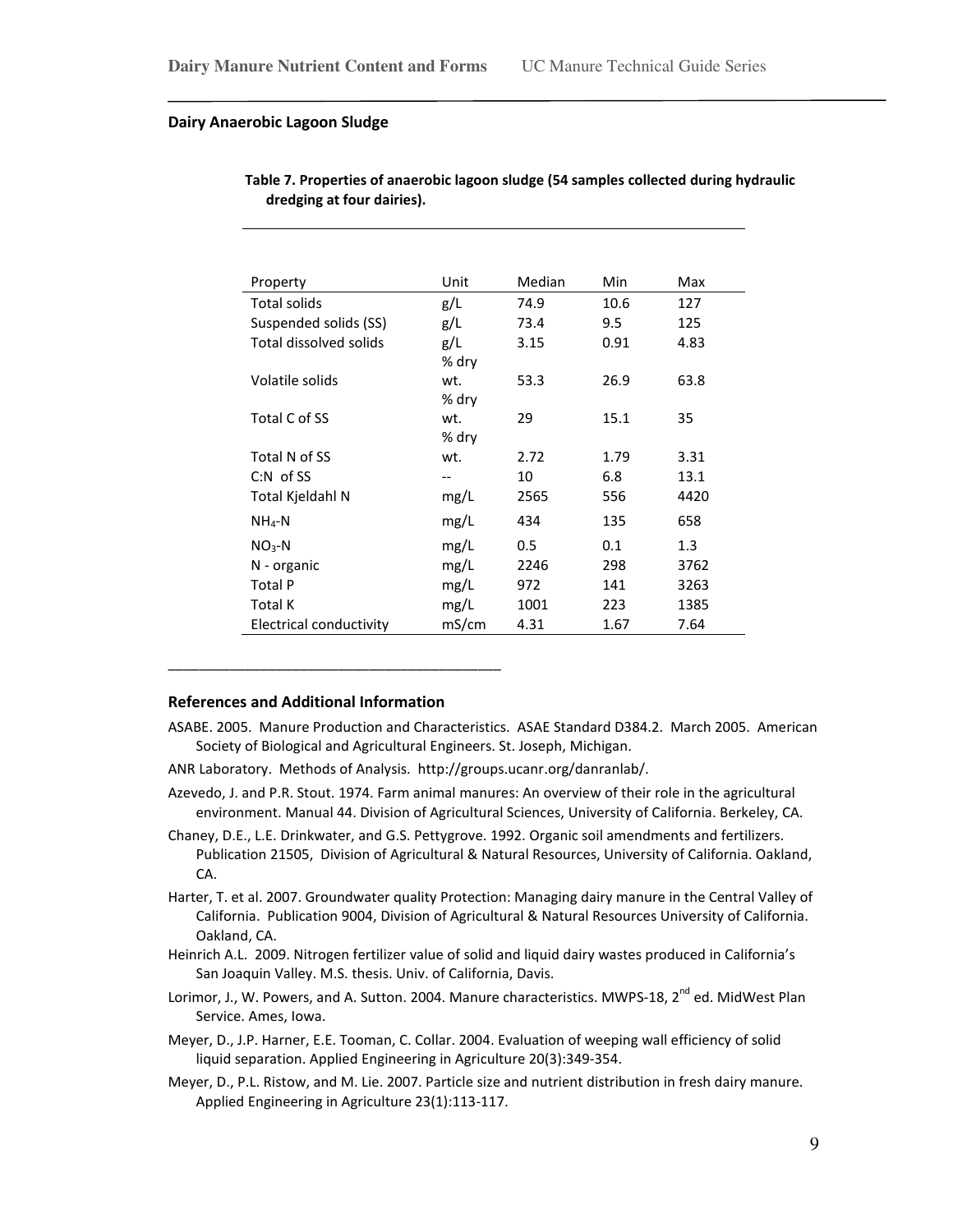## Dairy Anaerobic Lagoon Sludge

**Table 7. Properties of anaerobic lagoon sludge (54 samples collected during hydraulic dredging at four dairies).**

| Property | Unit | Median | Min | Max |
|---|---|---|---|---|
| Total solids | g/L | 74.9 | 10.6 | 127 |
| Suspended solids (SS) | g/L | 73.4 | 9.5 | 125 |
| Total dissolved solids | g/L | 3.15 | 0.91 | 4.83 |
| Volatile solids | % dry wt. | 53.3 | 26.9 | 63.8 |
| Total C of SS | % dry wt. | 29 | 15.1 | 35 |
| Total N of SS | % dry wt. | 2.72 | 1.79 | 3.31 |
| C:N of SS | -- | 10 | 6.8 | 13.1 |
| Total Kjeldahl N | mg/L | 2565 | 556 | 4420 |
| $NH_4$-N | mg/L | 434 | 135 | 658 |
| $NO_3$-N | mg/L | 0.5 | 0.1 | 1.3 |
| N - organic | mg/L | 2246 | 298 | 3762 |
| Total P | mg/L | 972 | 141 | 3263 |
| Total K | mg/L | 1001 | 223 | 1385 |
| Electrical conductivity | mS/cm | 4.31 | 1.67 | 7.64 |

## References and Additional Information

ASABE. 2005. Manure Production and Characteristics. ASAE Standard D384.2. March 2005. American Society of Biological and Agricultural Engineers. St. Joseph, Michigan.

ANR Laboratory. Methods of Analysis. http://groups.ucanr.org/danranlab/.

Azevedo, J. and P.R. Stout. 1974. Farm animal manures: An overview of their role in the agricultural environment. Manual 44. Division of Agricultural Sciences, University of California. Berkeley, CA.

Chaney, D.E., L.E. Drinkwater, and G.S. Pettygrove. 1992. Organic soil amendments and fertilizers. Publication 21505, Division of Agricultural & Natural Resources, University of California. Oakland, CA.

Harter, T. et al. 2007. Groundwater quality Protection: Managing dairy manure in the Central Valley of California. Publication 9004, Division of Agricultural & Natural Resources University of California. Oakland, CA.

Heinrich A.L. 2009. Nitrogen fertilizer value of solid and liquid dairy wastes produced in California's San Joaquin Valley. M.S. thesis. Univ. of California, Davis.

Lorimor, J., W. Powers, and A. Sutton. 2004. Manure characteristics. MWPS-18, 2nd ed. MidWest Plan Service. Ames, Iowa.

Meyer, D., J.P. Harner, E.E. Tooman, C. Collar. 2004. Evaluation of weeping wall efficiency of solid liquid separation. Applied Engineering in Agriculture 20(3):349-354.

Meyer, D., P.L. Ristow, and M. Lie. 2007. Particle size and nutrient distribution in fresh dairy manure. Applied Engineering in Agriculture 23(1):113-117.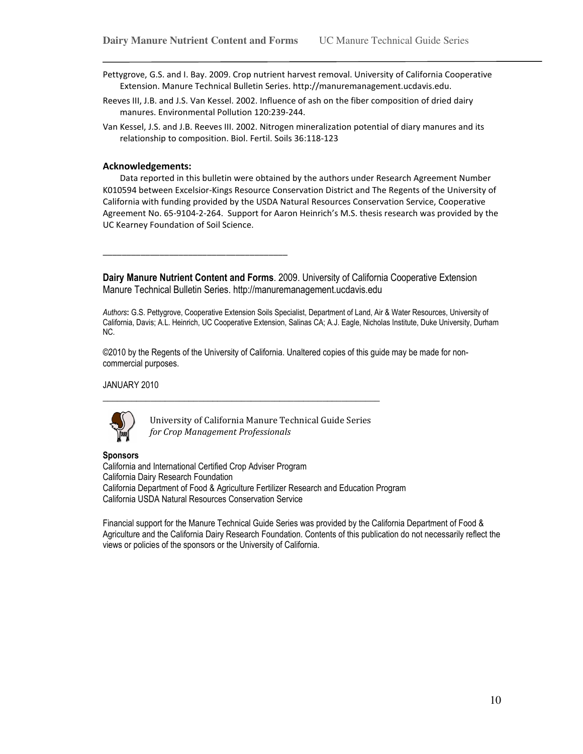Pettygrove, G.S. and I. Bay. 2009. Crop nutrient harvest removal. University of California Cooperative Extension. Manure Technical Bulletin Series. http://manuremanagement.ucdavis.edu.

Reeves III, J.B. and J.S. Van Kessel. 2002. Influence of ash on the fiber composition of dried dairy manures. Environmental Pollution 120:239-244.

Van Kessel, J.S. and J.B. Reeves III. 2002. Nitrogen mineralization potential of diary manures and its relationship to composition. Biol. Fertil. Soils 36:118-123

### Acknowledgements:

Data reported in this bulletin were obtained by the authors under Research Agreement Number K010594 between Excelsior-Kings Resource Conservation District and The Regents of the University of California with funding provided by the USDA Natural Resources Conservation Service, Cooperative Agreement No. 65-9104-2-264. Support for Aaron Heinrich's M.S. thesis research was provided by the UC Kearney Foundation of Soil Science.

---

**Dairy Manure Nutrient Content and Forms**. 2009. University of California Cooperative Extension Manure Technical Bulletin Series. http://manuremanagement.ucdavis.edu

*Authors*: G.S. Pettygrove, Cooperative Extension Soils Specialist, Department of Land, Air & Water Resources, University of California, Davis; A.L. Heinrich, UC Cooperative Extension, Salinas CA; A.J. Eagle, Nicholas Institute, Duke University, Durham NC.

©2010 by the Regents of the University of California. Unaltered copies of this guide may be made for non-commercial purposes.

JANUARY 2010

---

University of California Manure Technical Guide Series
*for Crop Management Professionals*

**Sponsors**
California and International Certified Crop Adviser Program
California Dairy Research Foundation
California Department of Food & Agriculture Fertilizer Research and Education Program
California USDA Natural Resources Conservation Service

Financial support for the Manure Technical Guide Series was provided by the California Department of Food & Agriculture and the California Dairy Research Foundation. Contents of this publication do not necessarily reflect the views or policies of the sponsors or the University of California.